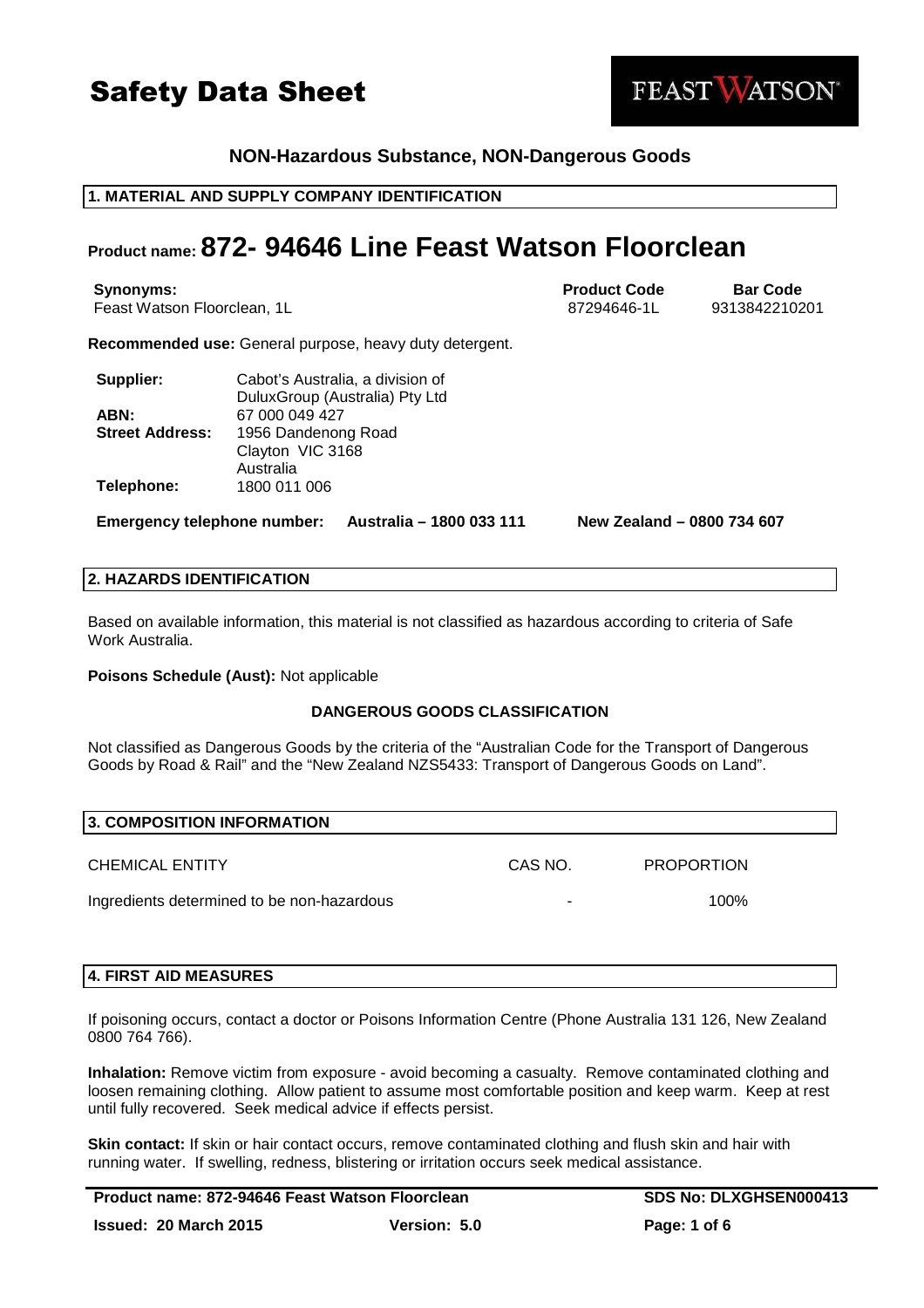# Safety Data Sheet

FEAST WATSON

**NON-Hazardous Substance, NON-Dangerous Goods**

## 1. MATERIAL AND SUPPLY COMPANY IDENTIFICATION

# Product name: 872- 94646 Line Feast Watson Floorclean

| **Synonyms:** | **Product Code** | **Bar Code** |
|---|---|---|
| Feast Watson Floorclean, 1L | 87294646-1L | 9313842210201 |

**Recommended use:** General purpose, heavy duty detergent.

| | |
|---|---|
| **Supplier:** | Cabot's Australia, a division of DuluxGroup (Australia) Pty Ltd |
| **ABN:** | 67 000 049 427 |
| **Street Address:** | 1956 Dandenong Road<br>Clayton VIC 3168<br>Australia |
| **Telephone:** | 1800 011 006 |

**Emergency telephone number:** **Australia – 1800 033 111** **New Zealand – 0800 734 607**

## 2. HAZARDS IDENTIFICATION

Based on available information, this material is not classified as hazardous according to criteria of Safe Work Australia.

**Poisons Schedule (Aust):** Not applicable

### DANGEROUS GOODS CLASSIFICATION

Not classified as Dangerous Goods by the criteria of the "Australian Code for the Transport of Dangerous Goods by Road & Rail" and the "New Zealand NZS5433: Transport of Dangerous Goods on Land".

## 3. COMPOSITION INFORMATION

| CHEMICAL ENTITY | CAS NO. | PROPORTION |
|---|---|---|
| Ingredients determined to be non-hazardous | - | 100% |

## 4. FIRST AID MEASURES

If poisoning occurs, contact a doctor or Poisons Information Centre (Phone Australia 131 126, New Zealand 0800 764 766).

**Inhalation:** Remove victim from exposure - avoid becoming a casualty. Remove contaminated clothing and loosen remaining clothing. Allow patient to assume most comfortable position and keep warm. Keep at rest until fully recovered. Seek medical advice if effects persist.

**Skin contact:** If skin or hair contact occurs, remove contaminated clothing and flush skin and hair with running water. If swelling, redness, blistering or irritation occurs seek medical assistance.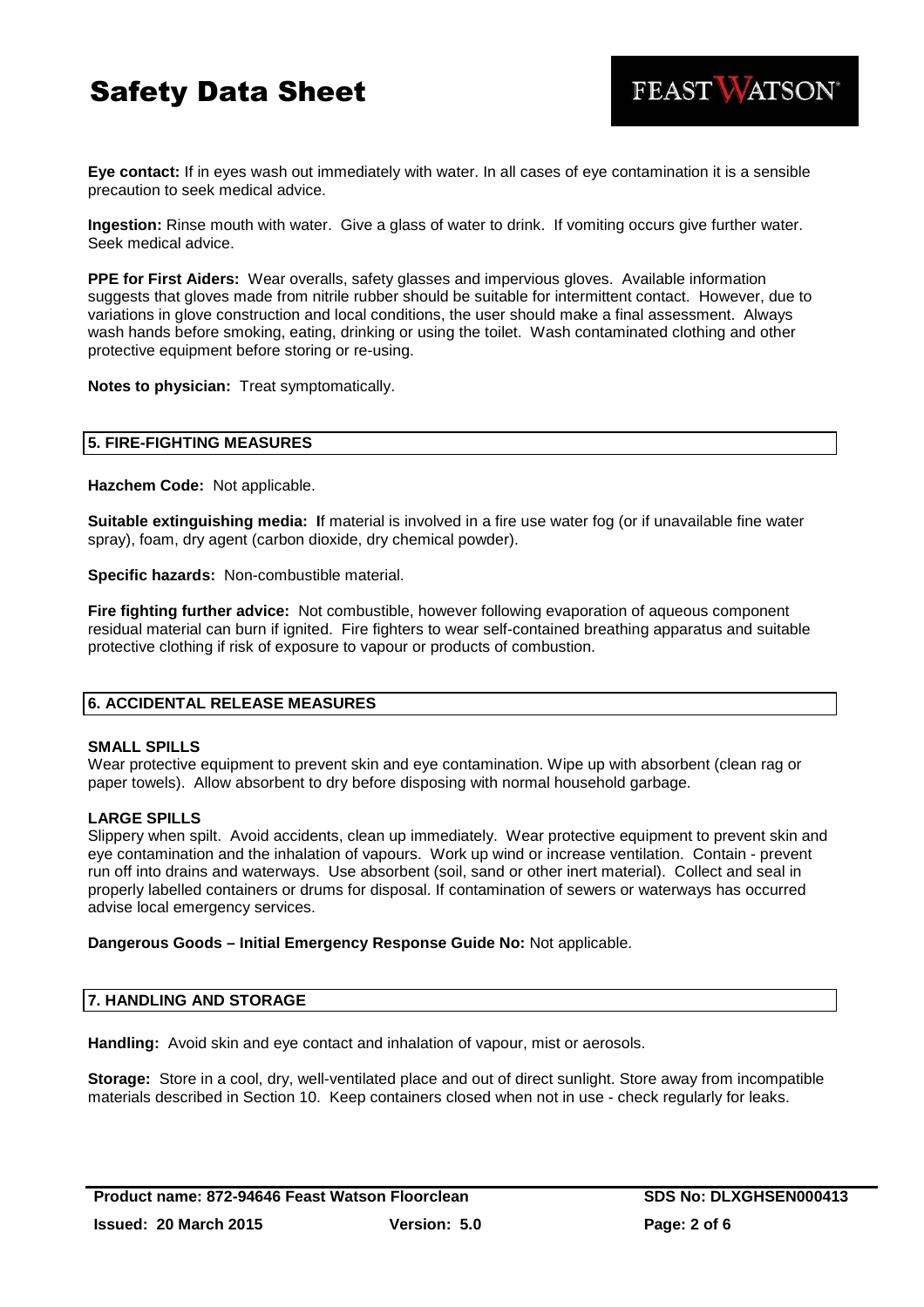**Eye contact:** If in eyes wash out immediately with water. In all cases of eye contamination it is a sensible precaution to seek medical advice.

**Ingestion:** Rinse mouth with water. Give a glass of water to drink. If vomiting occurs give further water. Seek medical advice.

**PPE for First Aiders:** Wear overalls, safety glasses and impervious gloves. Available information suggests that gloves made from nitrile rubber should be suitable for intermittent contact. However, due to variations in glove construction and local conditions, the user should make a final assessment. Always wash hands before smoking, eating, drinking or using the toilet. Wash contaminated clothing and other protective equipment before storing or re-using.

**Notes to physician:** Treat symptomatically.

## 5. FIRE-FIGHTING MEASURES

**Hazchem Code:** Not applicable.

**Suitable extinguishing media:** If material is involved in a fire use water fog (or if unavailable fine water spray), foam, dry agent (carbon dioxide, dry chemical powder).

**Specific hazards:** Non-combustible material.

**Fire fighting further advice:** Not combustible, however following evaporation of aqueous component residual material can burn if ignited. Fire fighters to wear self-contained breathing apparatus and suitable protective clothing if risk of exposure to vapour or products of combustion.

## 6. ACCIDENTAL RELEASE MEASURES

### SMALL SPILLS

Wear protective equipment to prevent skin and eye contamination. Wipe up with absorbent (clean rag or paper towels). Allow absorbent to dry before disposing with normal household garbage.

### LARGE SPILLS

Slippery when spilt. Avoid accidents, clean up immediately. Wear protective equipment to prevent skin and eye contamination and the inhalation of vapours. Work up wind or increase ventilation. Contain - prevent run off into drains and waterways. Use absorbent (soil, sand or other inert material). Collect and seal in properly labelled containers or drums for disposal. If contamination of sewers or waterways has occurred advise local emergency services.

**Dangerous Goods – Initial Emergency Response Guide No:** Not applicable.

## 7. HANDLING AND STORAGE

**Handling:** Avoid skin and eye contact and inhalation of vapour, mist or aerosols.

**Storage:** Store in a cool, dry, well-ventilated place and out of direct sunlight. Store away from incompatible materials described in Section 10. Keep containers closed when not in use - check regularly for leaks.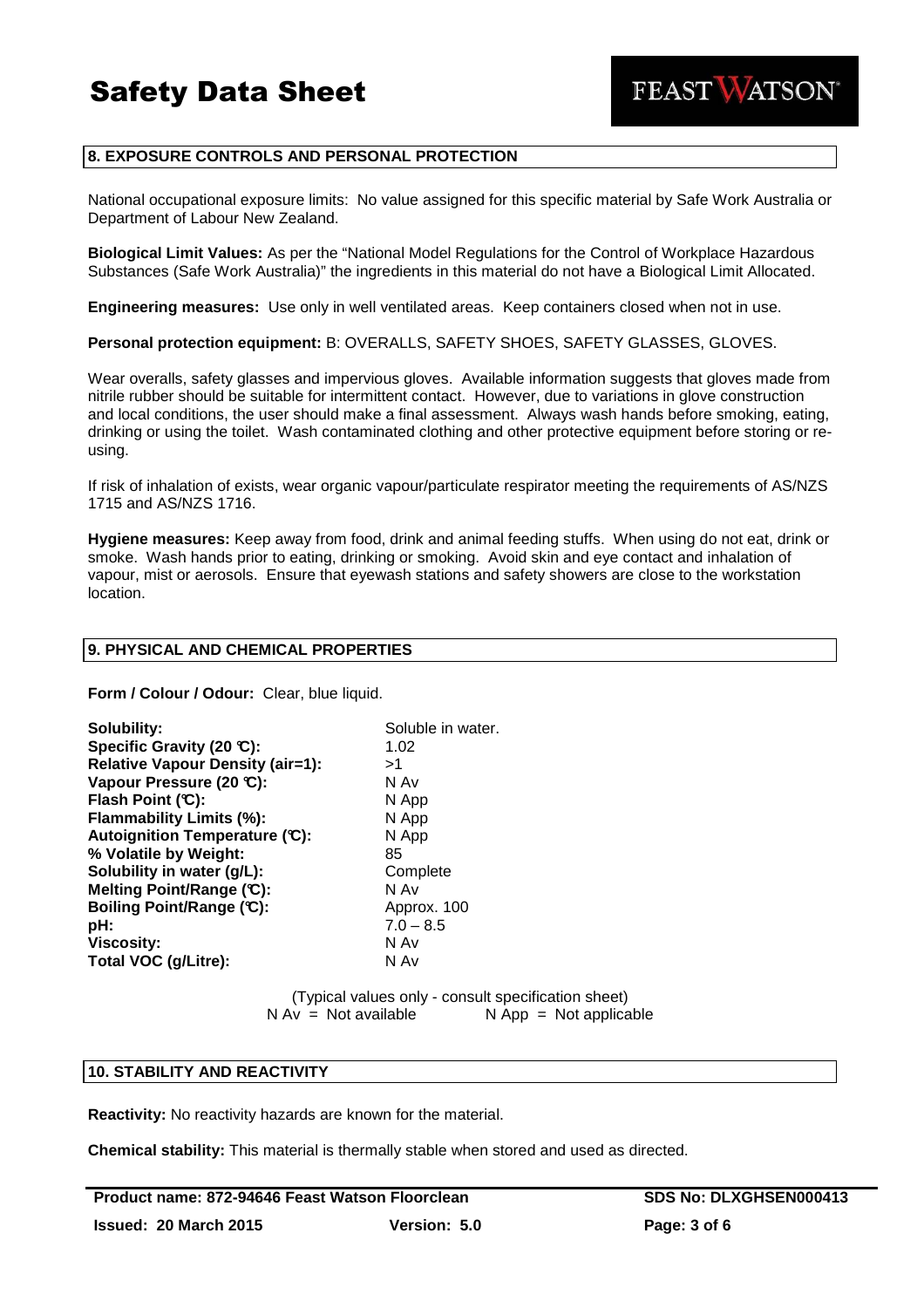## 8. EXPOSURE CONTROLS AND PERSONAL PROTECTION

National occupational exposure limits: No value assigned for this specific material by Safe Work Australia or Department of Labour New Zealand.

**Biological Limit Values:** As per the "National Model Regulations for the Control of Workplace Hazardous Substances (Safe Work Australia)" the ingredients in this material do not have a Biological Limit Allocated.

**Engineering measures:** Use only in well ventilated areas. Keep containers closed when not in use.

**Personal protection equipment:** B: OVERALLS, SAFETY SHOES, SAFETY GLASSES, GLOVES.

Wear overalls, safety glasses and impervious gloves. Available information suggests that gloves made from nitrile rubber should be suitable for intermittent contact. However, due to variations in glove construction and local conditions, the user should make a final assessment. Always wash hands before smoking, eating, drinking or using the toilet. Wash contaminated clothing and other protective equipment before storing or re-using.

If risk of inhalation of exists, wear organic vapour/particulate respirator meeting the requirements of AS/NZS 1715 and AS/NZS 1716.

**Hygiene measures:** Keep away from food, drink and animal feeding stuffs. When using do not eat, drink or smoke. Wash hands prior to eating, drinking or smoking. Avoid skin and eye contact and inhalation of vapour, mist or aerosols. Ensure that eyewash stations and safety showers are close to the workstation location.

## 9. PHYSICAL AND CHEMICAL PROPERTIES

**Form / Colour / Odour:** Clear, blue liquid.

| | |
|---|---|
| **Solubility:** | Soluble in water. |
| **Specific Gravity (20 ℃):** | 1.02 |
| **Relative Vapour Density (air=1):** | >1 |
| **Vapour Pressure (20 ℃):** | N Av |
| **Flash Point (℃):** | N App |
| **Flammability Limits (%):** | N App |
| **Autoignition Temperature (℃):** | N App |
| **% Volatile by Weight:** | 85 |
| **Solubility in water (g/L):** | Complete |
| **Melting Point/Range (℃):** | N Av |
| **Boiling Point/Range (℃):** | Approx. 100 |
| **pH:** | 7.0 – 8.5 |
| **Viscosity:** | N Av |
| **Total VOC (g/Litre):** | N Av |

(Typical values only - consult specification sheet)
N Av = Not available N App = Not applicable

## 10. STABILITY AND REACTIVITY

**Reactivity:** No reactivity hazards are known for the material.

**Chemical stability:** This material is thermally stable when stored and used as directed.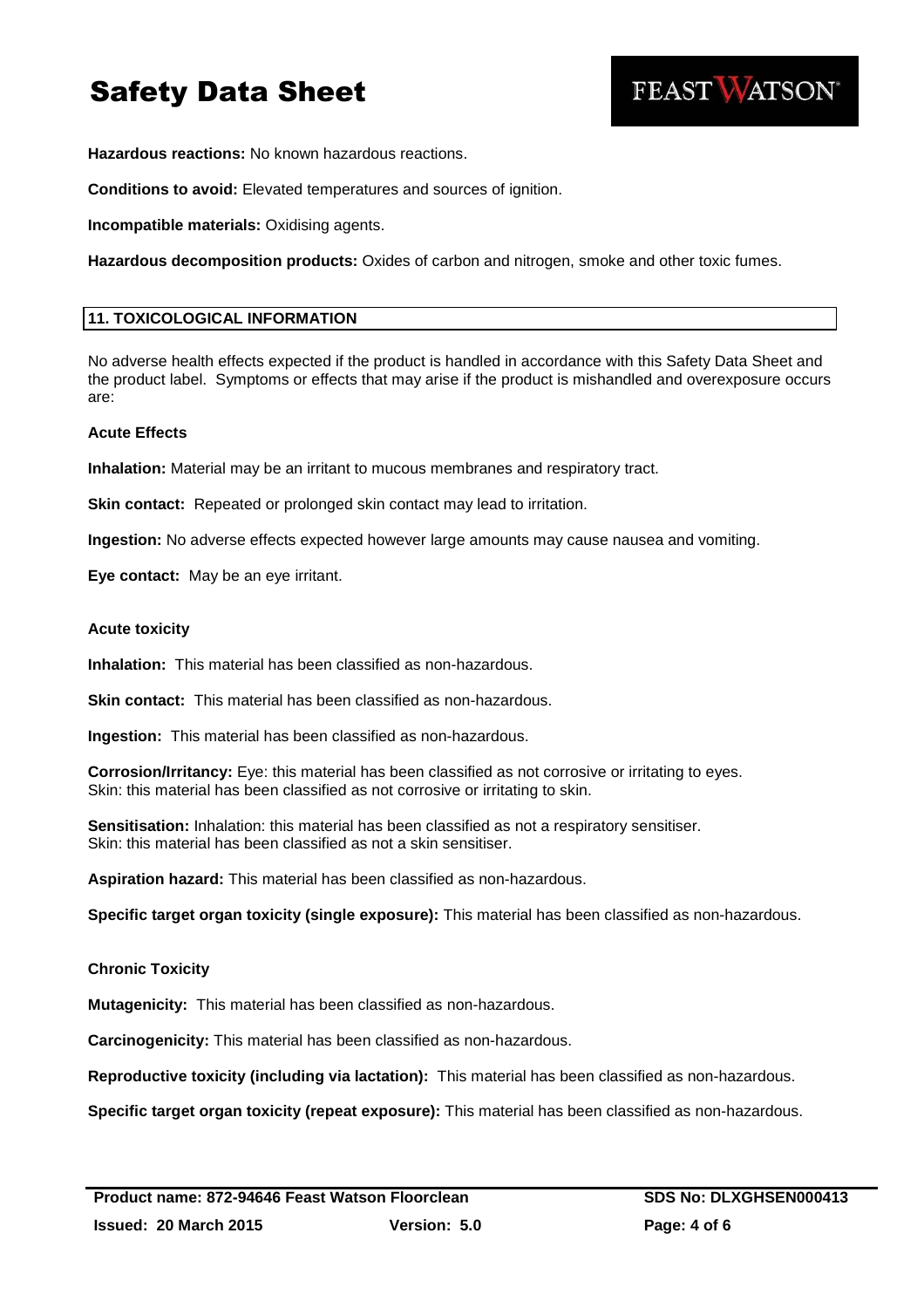**Hazardous reactions:** No known hazardous reactions.

**Conditions to avoid:** Elevated temperatures and sources of ignition.

**Incompatible materials:** Oxidising agents.

**Hazardous decomposition products:** Oxides of carbon and nitrogen, smoke and other toxic fumes.

## 11. TOXICOLOGICAL INFORMATION

No adverse health effects expected if the product is handled in accordance with this Safety Data Sheet and the product label. Symptoms or effects that may arise if the product is mishandled and overexposure occurs are:

### Acute Effects

**Inhalation:** Material may be an irritant to mucous membranes and respiratory tract.

**Skin contact:** Repeated or prolonged skin contact may lead to irritation.

**Ingestion:** No adverse effects expected however large amounts may cause nausea and vomiting.

**Eye contact:** May be an eye irritant.

### Acute toxicity

**Inhalation:** This material has been classified as non-hazardous.

**Skin contact:** This material has been classified as non-hazardous.

**Ingestion:** This material has been classified as non-hazardous.

**Corrosion/Irritancy:** Eye: this material has been classified as not corrosive or irritating to eyes.
Skin: this material has been classified as not corrosive or irritating to skin.

**Sensitisation:** Inhalation: this material has been classified as not a respiratory sensitiser.
Skin: this material has been classified as not a skin sensitiser.

**Aspiration hazard:** This material has been classified as non-hazardous.

**Specific target organ toxicity (single exposure):** This material has been classified as non-hazardous.

### Chronic Toxicity

**Mutagenicity:** This material has been classified as non-hazardous.

**Carcinogenicity:** This material has been classified as non-hazardous.

**Reproductive toxicity (including via lactation):** This material has been classified as non-hazardous.

**Specific target organ toxicity (repeat exposure):** This material has been classified as non-hazardous.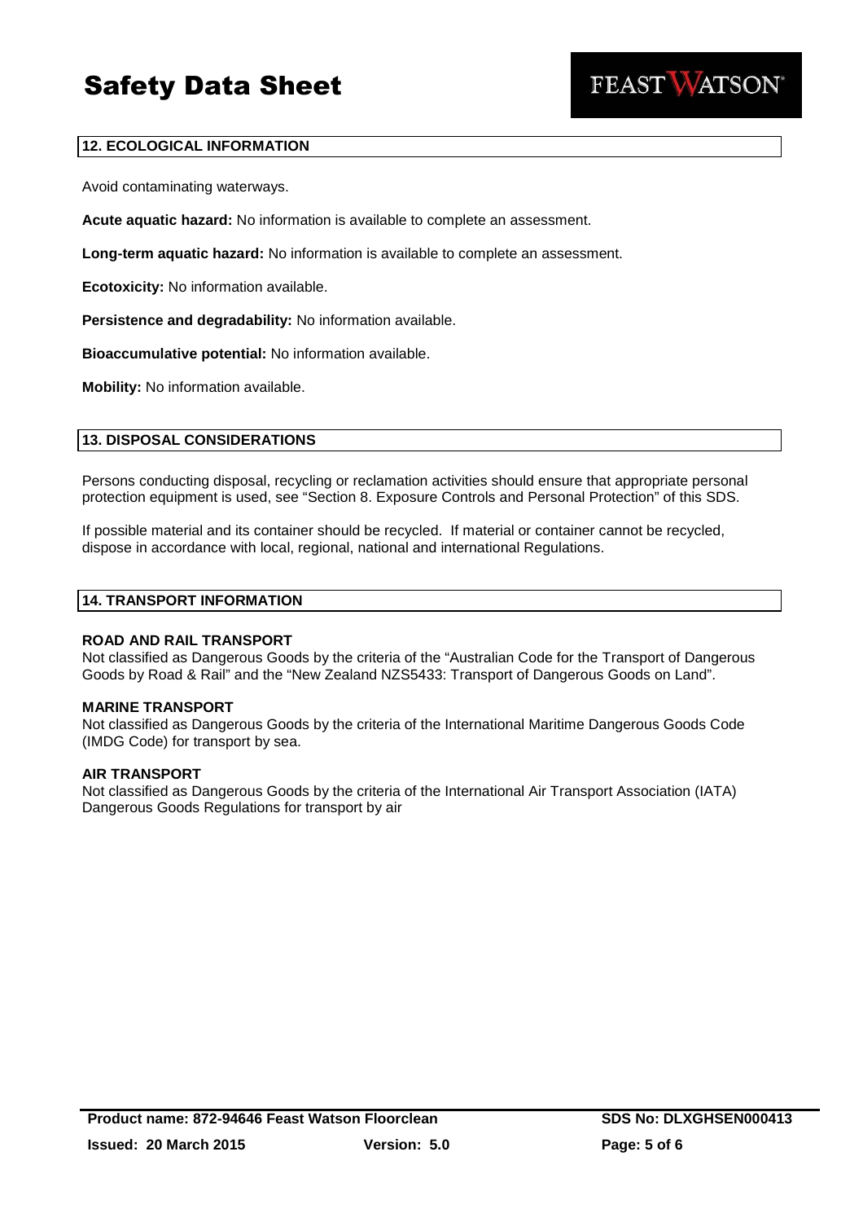## 12. ECOLOGICAL INFORMATION

Avoid contaminating waterways.

**Acute aquatic hazard:** No information is available to complete an assessment.

**Long-term aquatic hazard:** No information is available to complete an assessment.

**Ecotoxicity:** No information available.

**Persistence and degradability:** No information available.

**Bioaccumulative potential:** No information available.

**Mobility:** No information available.

## 13. DISPOSAL CONSIDERATIONS

Persons conducting disposal, recycling or reclamation activities should ensure that appropriate personal protection equipment is used, see "Section 8. Exposure Controls and Personal Protection" of this SDS.

If possible material and its container should be recycled. If material or container cannot be recycled, dispose in accordance with local, regional, national and international Regulations.

## 14. TRANSPORT INFORMATION

**ROAD AND RAIL TRANSPORT**
Not classified as Dangerous Goods by the criteria of the "Australian Code for the Transport of Dangerous Goods by Road & Rail" and the "New Zealand NZS5433: Transport of Dangerous Goods on Land".

**MARINE TRANSPORT**
Not classified as Dangerous Goods by the criteria of the International Maritime Dangerous Goods Code (IMDG Code) for transport by sea.

**AIR TRANSPORT**
Not classified as Dangerous Goods by the criteria of the International Air Transport Association (IATA) Dangerous Goods Regulations for transport by air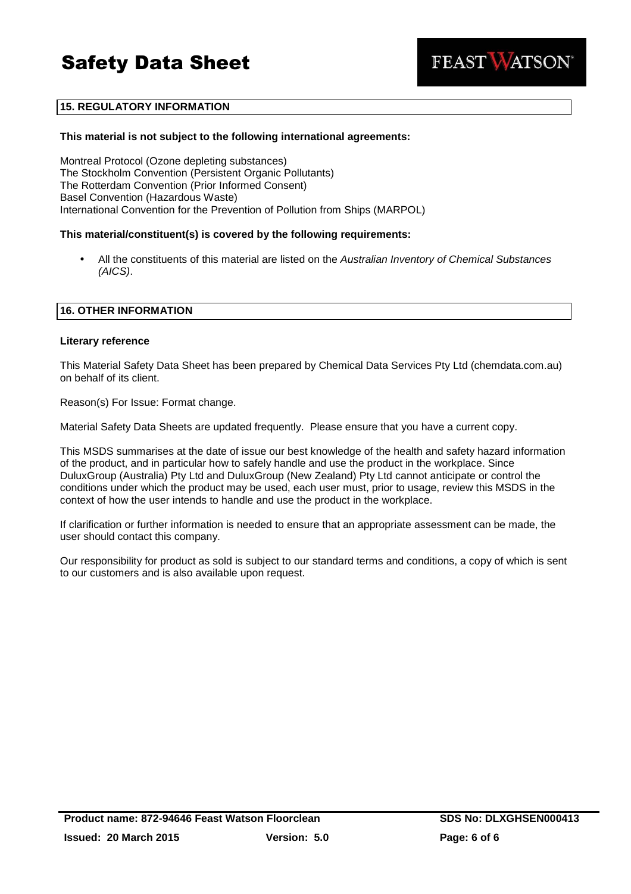## 15. REGULATORY INFORMATION

**This material is not subject to the following international agreements:**

Montreal Protocol (Ozone depleting substances)
The Stockholm Convention (Persistent Organic Pollutants)
The Rotterdam Convention (Prior Informed Consent)
Basel Convention (Hazardous Waste)
International Convention for the Prevention of Pollution from Ships (MARPOL)

**This material/constituent(s) is covered by the following requirements:**

- All the constituents of this material are listed on the *Australian Inventory of Chemical Substances (AICS)*.

## 16. OTHER INFORMATION

**Literary reference**

This Material Safety Data Sheet has been prepared by Chemical Data Services Pty Ltd (chemdata.com.au) on behalf of its client.

Reason(s) For Issue: Format change.

Material Safety Data Sheets are updated frequently. Please ensure that you have a current copy.

This MSDS summarises at the date of issue our best knowledge of the health and safety hazard information of the product, and in particular how to safely handle and use the product in the workplace. Since DuluxGroup (Australia) Pty Ltd and DuluxGroup (New Zealand) Pty Ltd cannot anticipate or control the conditions under which the product may be used, each user must, prior to usage, review this MSDS in the context of how the user intends to handle and use the product in the workplace.

If clarification or further information is needed to ensure that an appropriate assessment can be made, the user should contact this company.

Our responsibility for product as sold is subject to our standard terms and conditions, a copy of which is sent to our customers and is also available upon request.